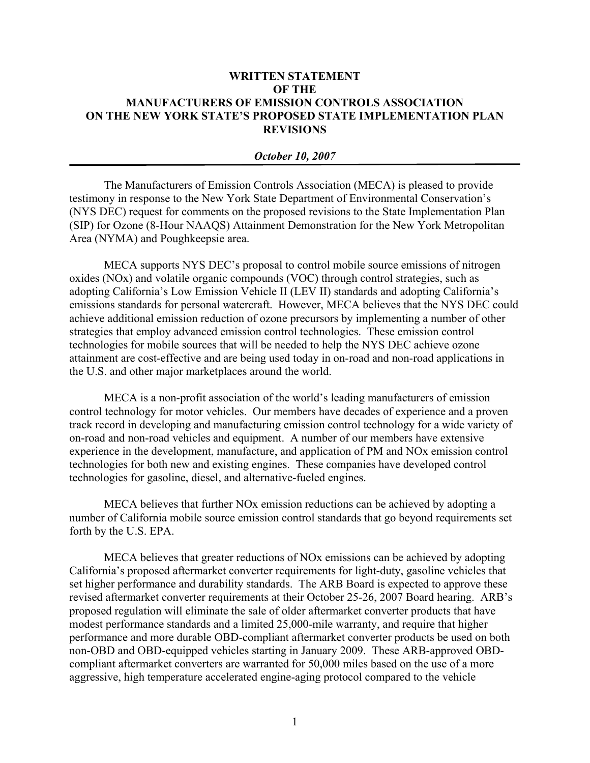**WRITTEN STATEMENT**
**OF THE**
**MANUFACTURERS OF EMISSION CONTROLS ASSOCIATION**
**ON THE NEW YORK STATE'S PROPOSED STATE IMPLEMENTATION PLAN REVISIONS**

***October 10, 2007***

---

The Manufacturers of Emission Controls Association (MECA) is pleased to provide testimony in response to the New York State Department of Environmental Conservation's (NYS DEC) request for comments on the proposed revisions to the State Implementation Plan (SIP) for Ozone (8-Hour NAAQS) Attainment Demonstration for the New York Metropolitan Area (NYMA) and Poughkeepsie area.

MECA supports NYS DEC's proposal to control mobile source emissions of nitrogen oxides (NOx) and volatile organic compounds (VOC) through control strategies, such as adopting California's Low Emission Vehicle II (LEV II) standards and adopting California's emissions standards for personal watercraft. However, MECA believes that the NYS DEC could achieve additional emission reduction of ozone precursors by implementing a number of other strategies that employ advanced emission control technologies. These emission control technologies for mobile sources that will be needed to help the NYS DEC achieve ozone attainment are cost-effective and are being used today in on-road and non-road applications in the U.S. and other major marketplaces around the world.

MECA is a non-profit association of the world's leading manufacturers of emission control technology for motor vehicles. Our members have decades of experience and a proven track record in developing and manufacturing emission control technology for a wide variety of on-road and non-road vehicles and equipment. A number of our members have extensive experience in the development, manufacture, and application of PM and NOx emission control technologies for both new and existing engines. These companies have developed control technologies for gasoline, diesel, and alternative-fueled engines.

MECA believes that further NOx emission reductions can be achieved by adopting a number of California mobile source emission control standards that go beyond requirements set forth by the U.S. EPA.

MECA believes that greater reductions of NOx emissions can be achieved by adopting California's proposed aftermarket converter requirements for light-duty, gasoline vehicles that set higher performance and durability standards. The ARB Board is expected to approve these revised aftermarket converter requirements at their October 25-26, 2007 Board hearing. ARB's proposed regulation will eliminate the sale of older aftermarket converter products that have modest performance standards and a limited 25,000-mile warranty, and require that higher performance and more durable OBD-compliant aftermarket converter products be used on both non-OBD and OBD-equipped vehicles starting in January 2009. These ARB-approved OBD-compliant aftermarket converters are warranted for 50,000 miles based on the use of a more aggressive, high temperature accelerated engine-aging protocol compared to the vehicle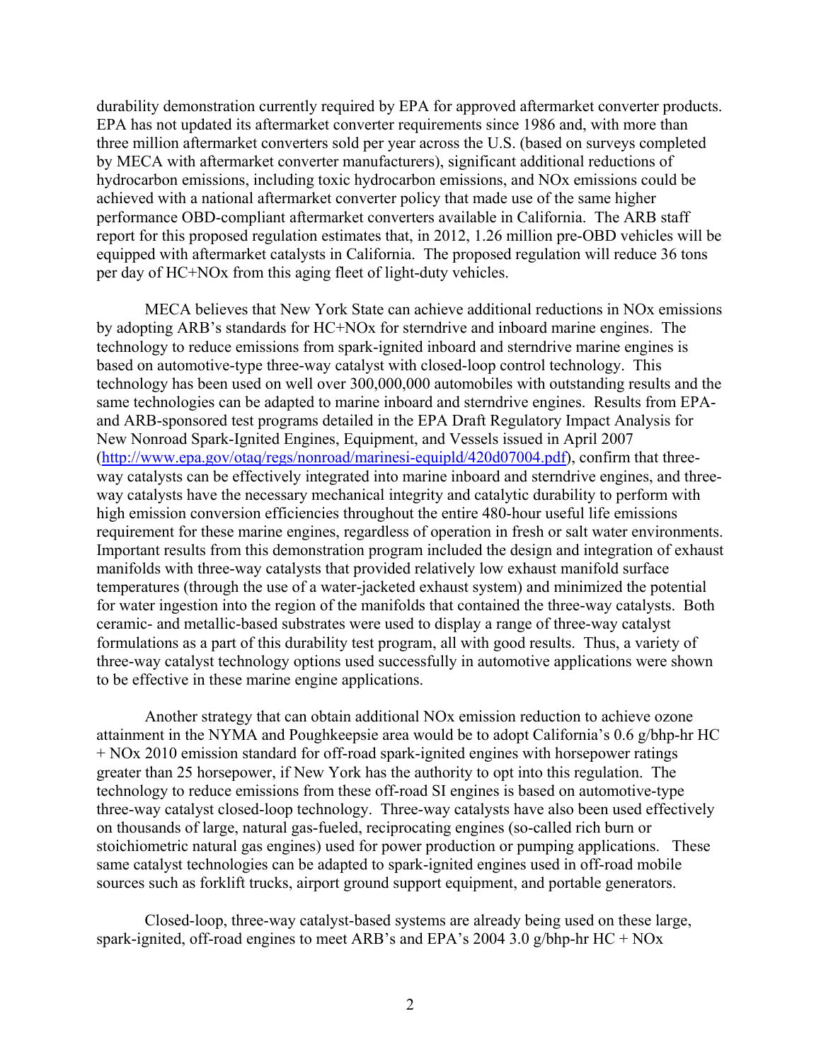durability demonstration currently required by EPA for approved aftermarket converter products. EPA has not updated its aftermarket converter requirements since 1986 and, with more than three million aftermarket converters sold per year across the U.S. (based on surveys completed by MECA with aftermarket converter manufacturers), significant additional reductions of hydrocarbon emissions, including toxic hydrocarbon emissions, and NOx emissions could be achieved with a national aftermarket converter policy that made use of the same higher performance OBD-compliant aftermarket converters available in California. The ARB staff report for this proposed regulation estimates that, in 2012, 1.26 million pre-OBD vehicles will be equipped with aftermarket catalysts in California. The proposed regulation will reduce 36 tons per day of HC+NOx from this aging fleet of light-duty vehicles.

MECA believes that New York State can achieve additional reductions in NOx emissions by adopting ARB's standards for HC+NOx for sterndrive and inboard marine engines. The technology to reduce emissions from spark-ignited inboard and sterndrive marine engines is based on automotive-type three-way catalyst with closed-loop control technology. This technology has been used on well over 300,000,000 automobiles with outstanding results and the same technologies can be adapted to marine inboard and sterndrive engines. Results from EPA- and ARB-sponsored test programs detailed in the EPA Draft Regulatory Impact Analysis for New Nonroad Spark-Ignited Engines, Equipment, and Vessels issued in April 2007 (http://www.epa.gov/otaq/regs/nonroad/marinesi-equipld/420d07004.pdf), confirm that three-way catalysts can be effectively integrated into marine inboard and sterndrive engines, and three-way catalysts have the necessary mechanical integrity and catalytic durability to perform with high emission conversion efficiencies throughout the entire 480-hour useful life emissions requirement for these marine engines, regardless of operation in fresh or salt water environments. Important results from this demonstration program included the design and integration of exhaust manifolds with three-way catalysts that provided relatively low exhaust manifold surface temperatures (through the use of a water-jacketed exhaust system) and minimized the potential for water ingestion into the region of the manifolds that contained the three-way catalysts. Both ceramic- and metallic-based substrates were used to display a range of three-way catalyst formulations as a part of this durability test program, all with good results. Thus, a variety of three-way catalyst technology options used successfully in automotive applications were shown to be effective in these marine engine applications.

Another strategy that can obtain additional NOx emission reduction to achieve ozone attainment in the NYMA and Poughkeepsie area would be to adopt California's 0.6 g/bhp-hr HC + NOx 2010 emission standard for off-road spark-ignited engines with horsepower ratings greater than 25 horsepower, if New York has the authority to opt into this regulation. The technology to reduce emissions from these off-road SI engines is based on automotive-type three-way catalyst closed-loop technology. Three-way catalysts have also been used effectively on thousands of large, natural gas-fueled, reciprocating engines (so-called rich burn or stoichiometric natural gas engines) used for power production or pumping applications. These same catalyst technologies can be adapted to spark-ignited engines used in off-road mobile sources such as forklift trucks, airport ground support equipment, and portable generators.

Closed-loop, three-way catalyst-based systems are already being used on these large, spark-ignited, off-road engines to meet ARB's and EPA's 2004 3.0 g/bhp-hr HC + NOx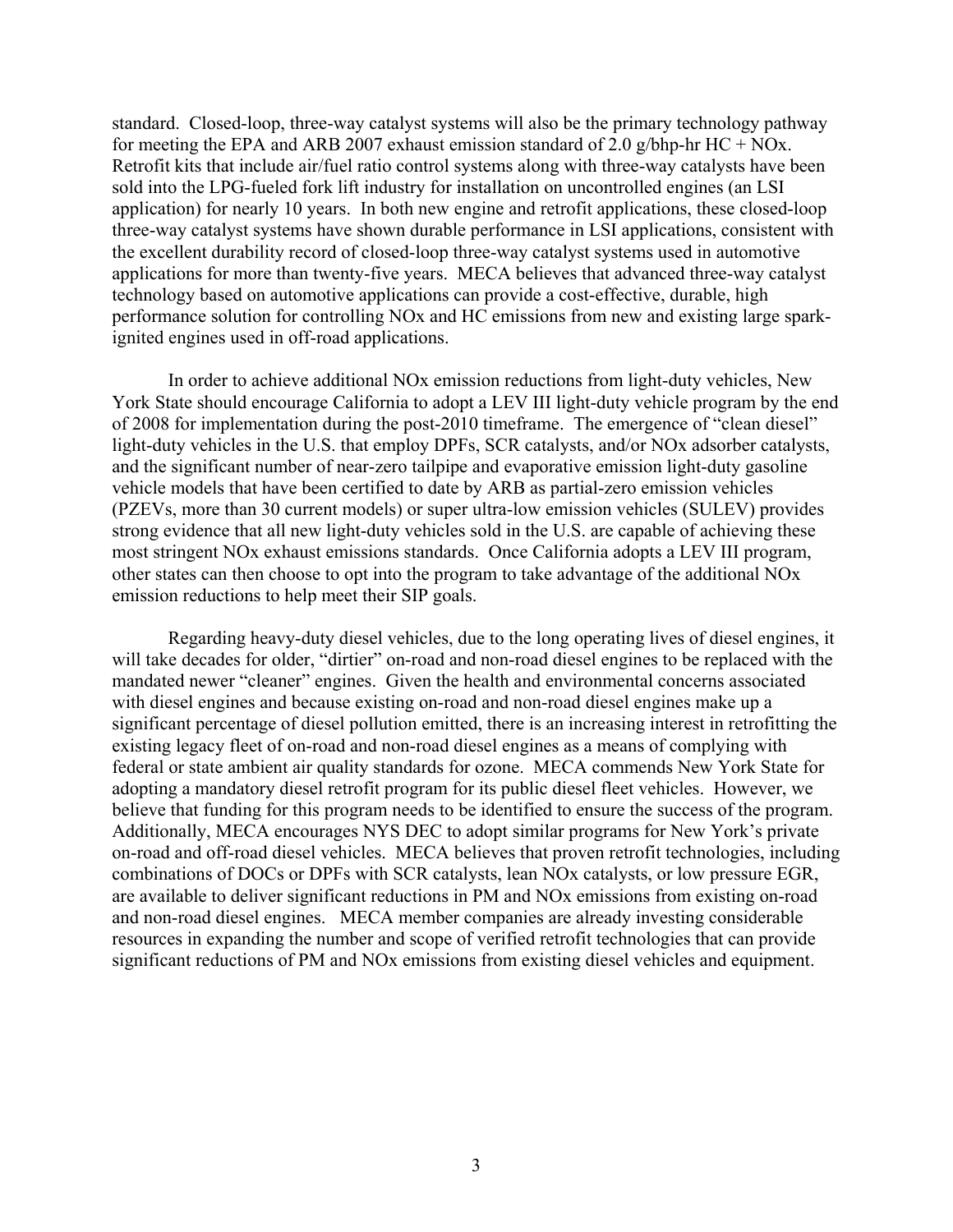standard. Closed-loop, three-way catalyst systems will also be the primary technology pathway for meeting the EPA and ARB 2007 exhaust emission standard of 2.0 g/bhp-hr HC + NOx. Retrofit kits that include air/fuel ratio control systems along with three-way catalysts have been sold into the LPG-fueled fork lift industry for installation on uncontrolled engines (an LSI application) for nearly 10 years. In both new engine and retrofit applications, these closed-loop three-way catalyst systems have shown durable performance in LSI applications, consistent with the excellent durability record of closed-loop three-way catalyst systems used in automotive applications for more than twenty-five years. MECA believes that advanced three-way catalyst technology based on automotive applications can provide a cost-effective, durable, high performance solution for controlling NOx and HC emissions from new and existing large spark-ignited engines used in off-road applications.

In order to achieve additional NOx emission reductions from light-duty vehicles, New York State should encourage California to adopt a LEV III light-duty vehicle program by the end of 2008 for implementation during the post-2010 timeframe. The emergence of "clean diesel" light-duty vehicles in the U.S. that employ DPFs, SCR catalysts, and/or NOx adsorber catalysts, and the significant number of near-zero tailpipe and evaporative emission light-duty gasoline vehicle models that have been certified to date by ARB as partial-zero emission vehicles (PZEVs, more than 30 current models) or super ultra-low emission vehicles (SULEV) provides strong evidence that all new light-duty vehicles sold in the U.S. are capable of achieving these most stringent NOx exhaust emissions standards. Once California adopts a LEV III program, other states can then choose to opt into the program to take advantage of the additional NOx emission reductions to help meet their SIP goals.

Regarding heavy-duty diesel vehicles, due to the long operating lives of diesel engines, it will take decades for older, "dirtier" on-road and non-road diesel engines to be replaced with the mandated newer "cleaner" engines. Given the health and environmental concerns associated with diesel engines and because existing on-road and non-road diesel engines make up a significant percentage of diesel pollution emitted, there is an increasing interest in retrofitting the existing legacy fleet of on-road and non-road diesel engines as a means of complying with federal or state ambient air quality standards for ozone. MECA commends New York State for adopting a mandatory diesel retrofit program for its public diesel fleet vehicles. However, we believe that funding for this program needs to be identified to ensure the success of the program. Additionally, MECA encourages NYS DEC to adopt similar programs for New York's private on-road and off-road diesel vehicles. MECA believes that proven retrofit technologies, including combinations of DOCs or DPFs with SCR catalysts, lean NOx catalysts, or low pressure EGR, are available to deliver significant reductions in PM and NOx emissions from existing on-road and non-road diesel engines. MECA member companies are already investing considerable resources in expanding the number and scope of verified retrofit technologies that can provide significant reductions of PM and NOx emissions from existing diesel vehicles and equipment.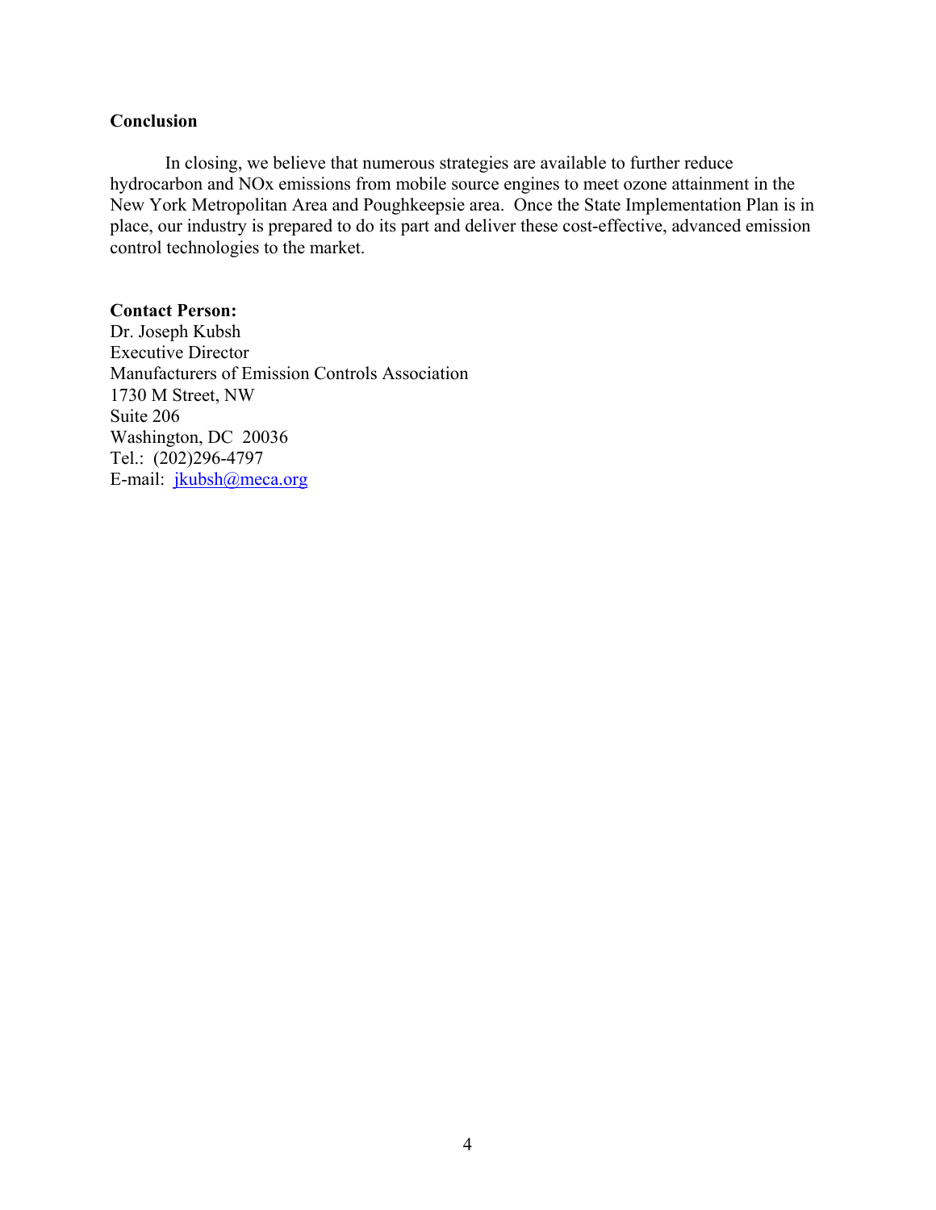**Conclusion**

In closing, we believe that numerous strategies are available to further reduce hydrocarbon and NOx emissions from mobile source engines to meet ozone attainment in the New York Metropolitan Area and Poughkeepsie area. Once the State Implementation Plan is in place, our industry is prepared to do its part and deliver these cost-effective, advanced emission control technologies to the market.

**Contact Person:**
Dr. Joseph Kubsh
Executive Director
Manufacturers of Emission Controls Association
1730 M Street, NW
Suite 206
Washington, DC 20036
Tel.: (202)296-4797
E-mail: jkubsh@meca.org